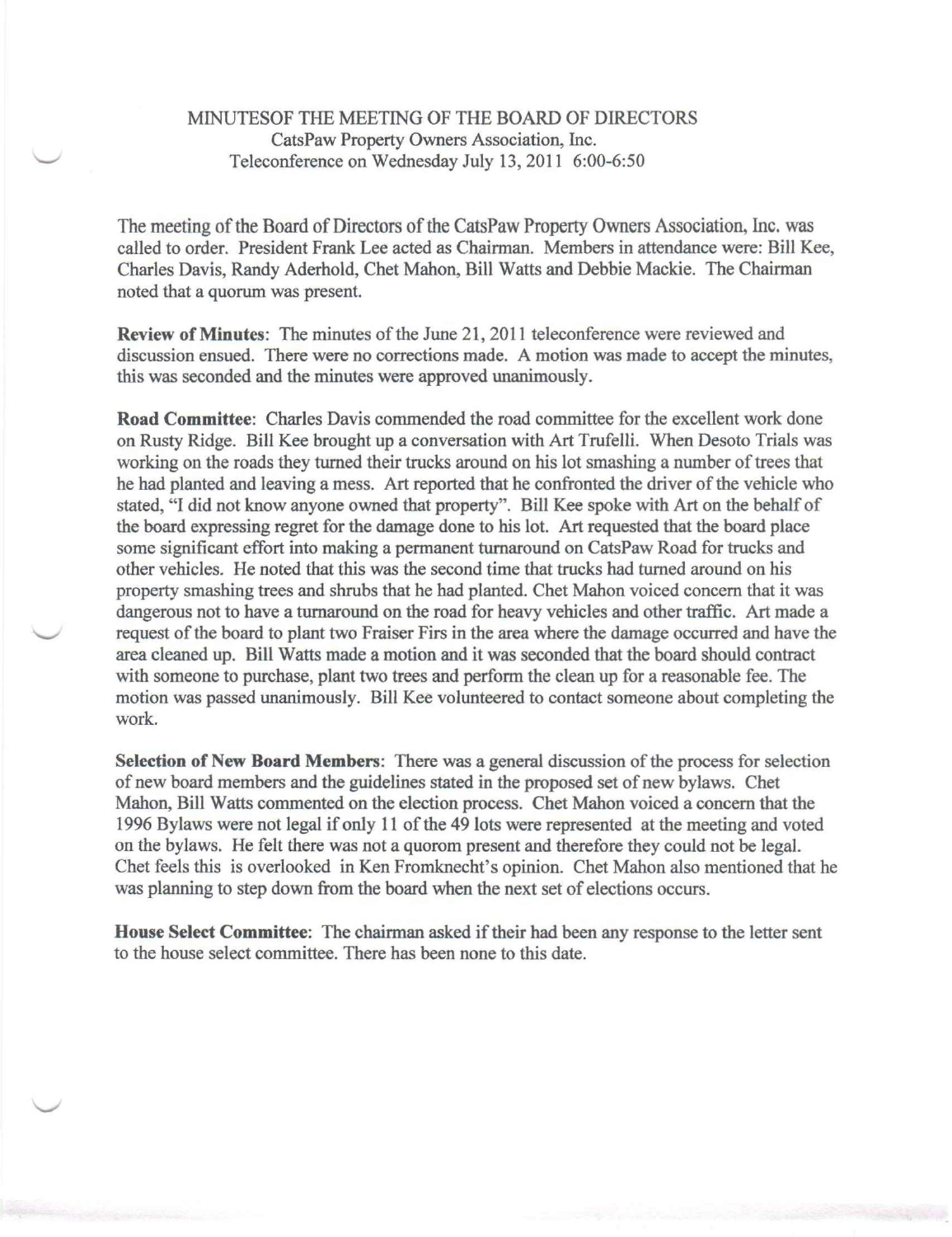# MINUTESOF THE MEETING OF THE BOARD OF DIRECTORS

CatsPaw Property Owners Association, Inc.
Teleconference on Wednesday July 13, 2011 6:00-6:50

The meeting of the Board of Directors of the CatsPaw Property Owners Association, Inc. was called to order. President Frank Lee acted as Chairman. Members in attendance were: Bill Kee, Charles Davis, Randy Aderhold, Chet Mahon, Bill Watts and Debbie Mackie. The Chairman noted that a quorum was present.

**Review of Minutes**: The minutes of the June 21, 2011 teleconference were reviewed and discussion ensued. There were no corrections made. A motion was made to accept the minutes, this was seconded and the minutes were approved unanimously.

**Road Committee**: Charles Davis commended the road committee for the excellent work done on Rusty Ridge. Bill Kee brought up a conversation with Art Trufelli. When Desoto Trials was working on the roads they turned their trucks around on his lot smashing a number of trees that he had planted and leaving a mess. Art reported that he confronted the driver of the vehicle who stated, "I did not know anyone owned that property". Bill Kee spoke with Art on the behalf of the board expressing regret for the damage done to his lot. Art requested that the board place some significant effort into making a permanent turnaround on CatsPaw Road for trucks and other vehicles. He noted that this was the second time that trucks had turned around on his property smashing trees and shrubs that he had planted. Chet Mahon voiced concern that it was dangerous not to have a turnaround on the road for heavy vehicles and other traffic. Art made a request of the board to plant two Fraiser Firs in the area where the damage occurred and have the area cleaned up. Bill Watts made a motion and it was seconded that the board should contract with someone to purchase, plant two trees and perform the clean up for a reasonable fee. The motion was passed unanimously. Bill Kee volunteered to contact someone about completing the work.

**Selection of New Board Members**: There was a general discussion of the process for selection of new board members and the guidelines stated in the proposed set of new bylaws. Chet Mahon, Bill Watts commented on the election process. Chet Mahon voiced a concern that the 1996 Bylaws were not legal if only 11 of the 49 lots were represented at the meeting and voted on the bylaws. He felt there was not a quorom present and therefore they could not be legal. Chet feels this is overlooked in Ken Fromknecht's opinion. Chet Mahon also mentioned that he was planning to step down from the board when the next set of elections occurs.

**House Select Committee**: The chairman asked if their had been any response to the letter sent to the house select committee. There has been none to this date.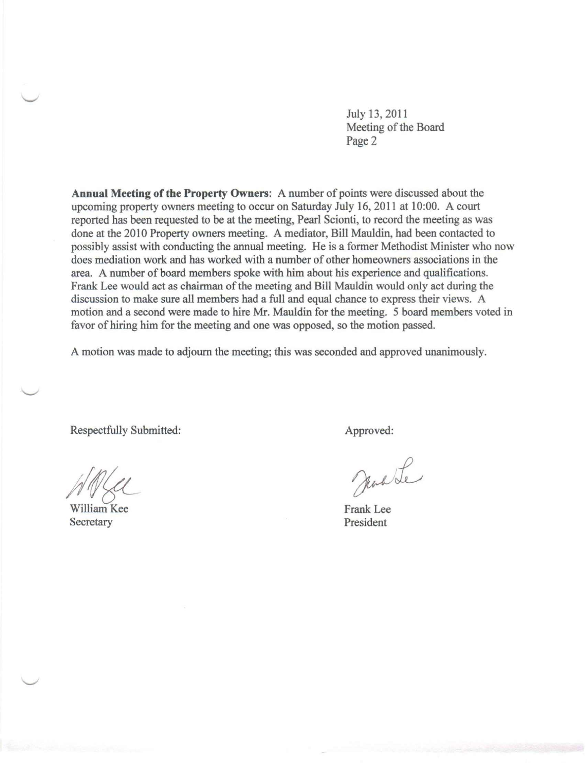**Annual Meeting of the Property Owners**: A number of points were discussed about the upcoming property owners meeting to occur on Saturday July 16, 2011 at 10:00. A court reported has been requested to be at the meeting, Pearl Scionti, to record the meeting as was done at the 2010 Property owners meeting. A mediator, Bill Mauldin, had been contacted to possibly assist with conducting the annual meeting. He is a former Methodist Minister who now does mediation work and has worked with a number of other homeowners associations in the area. A number of board members spoke with him about his experience and qualifications. Frank Lee would act as chairman of the meeting and Bill Mauldin would only act during the discussion to make sure all members had a full and equal chance to express their views. A motion and a second were made to hire Mr. Mauldin for the meeting. 5 board members voted in favor of hiring him for the meeting and one was opposed, so the motion passed.

A motion was made to adjourn the meeting; this was seconded and approved unanimously.

Respectfully Submitted:

William Kee
Secretary

Approved:

Frank Lee
President